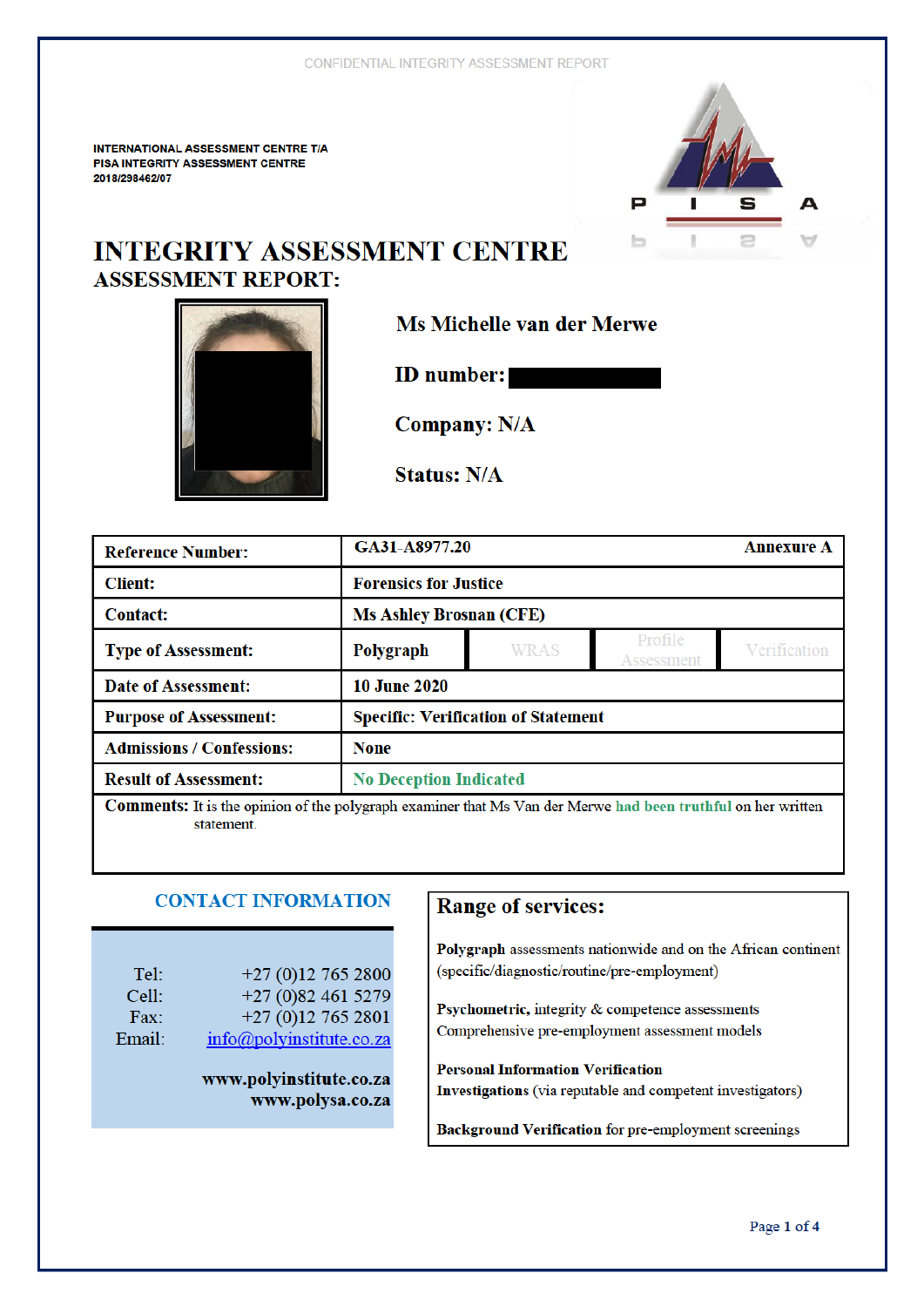CONFIDENTIAL INTEGRITY ASSESSMENT REPORT

**INTERNATIONAL ASSESSMENT CENTRE T/A**
**PISA INTEGRITY ASSESSMENT CENTRE**
**2018/298462/07**

P I S A

# INTEGRITY ASSESSMENT CENTRE

## ASSESSMENT REPORT:

**Ms Michelle van der Merwe**

**ID number:** ████████

**Company: N/A**

**Status: N/A**

| | | | | |
|---|---|---|---|---|
| **Reference Number:** | **GA31-A8977.20** | | | **Annexure A** |
| **Client:** | **Forensics for Justice** | | | |
| **Contact:** | **Ms Ashley Brosnan (CFE)** | | | |
| **Type of Assessment:** | **Polygraph** | WRAS | Profile Assessment | Verification |
| **Date of Assessment:** | **10 June 2020** | | | |
| **Purpose of Assessment:** | **Specific: Verification of Statement** | | | |
| **Admissions / Confessions:** | **None** | | | |
| **Result of Assessment:** | **No Deception Indicated** | | | |

**Comments:** It is the opinion of the polygraph examiner that Ms Van der Merwe **had been truthful** on her written statement.

## CONTACT INFORMATION

Tel: +27 (0)12 765 2800
Cell: +27 (0)82 461 5279
Fax: +27 (0)12 765 2801
Email: info@polyinstitute.co.za

**www.polyinstitute.co.za**
**www.polysa.co.za**

## Range of services:

**Polygraph** assessments nationwide and on the African continent (specific/diagnostic/routine/pre-employment)

**Psychometric,** integrity & competence assessments
Comprehensive pre-employment assessment models

**Personal Information Verification**
**Investigations** (via reputable and competent investigators)

**Background Verification** for pre-employment screenings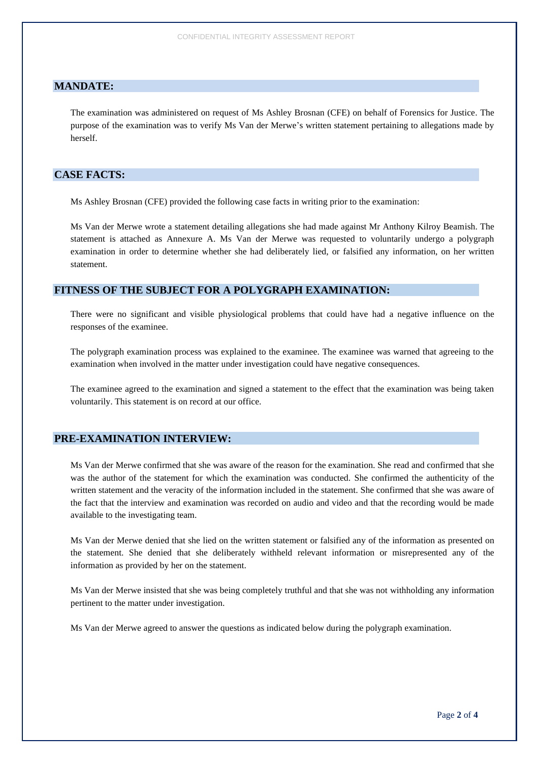## MANDATE:

The examination was administered on request of Ms Ashley Brosnan (CFE) on behalf of Forensics for Justice. The purpose of the examination was to verify Ms Van der Merwe's written statement pertaining to allegations made by herself.

## CASE FACTS:

Ms Ashley Brosnan (CFE) provided the following case facts in writing prior to the examination:

Ms Van der Merwe wrote a statement detailing allegations she had made against Mr Anthony Kilroy Beamish. The statement is attached as Annexure A. Ms Van der Merwe was requested to voluntarily undergo a polygraph examination in order to determine whether she had deliberately lied, or falsified any information, on her written statement.

## FITNESS OF THE SUBJECT FOR A POLYGRAPH EXAMINATION:

There were no significant and visible physiological problems that could have had a negative influence on the responses of the examinee.

The polygraph examination process was explained to the examinee. The examinee was warned that agreeing to the examination when involved in the matter under investigation could have negative consequences.

The examinee agreed to the examination and signed a statement to the effect that the examination was being taken voluntarily. This statement is on record at our office.

## PRE-EXAMINATION INTERVIEW:

Ms Van der Merwe confirmed that she was aware of the reason for the examination. She read and confirmed that she was the author of the statement for which the examination was conducted. She confirmed the authenticity of the written statement and the veracity of the information included in the statement. She confirmed that she was aware of the fact that the interview and examination was recorded on audio and video and that the recording would be made available to the investigating team.

Ms Van der Merwe denied that she lied on the written statement or falsified any of the information as presented on the statement. She denied that she deliberately withheld relevant information or misrepresented any of the information as provided by her on the statement.

Ms Van der Merwe insisted that she was being completely truthful and that she was not withholding any information pertinent to the matter under investigation.

Ms Van der Merwe agreed to answer the questions as indicated below during the polygraph examination.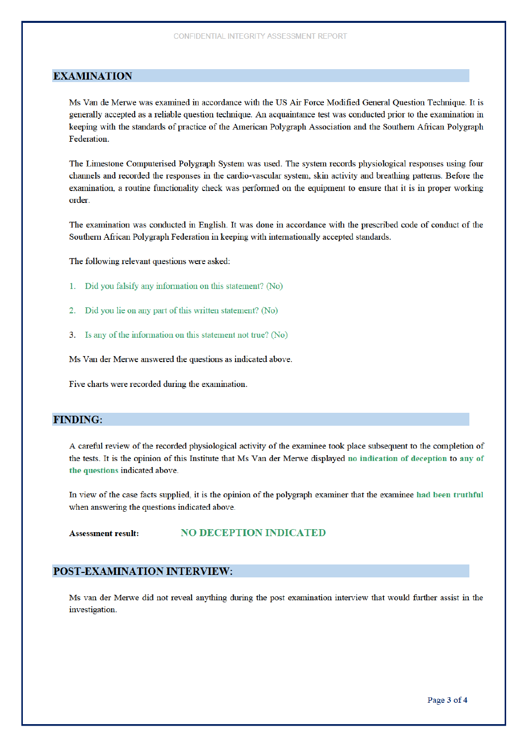## EXAMINATION

Ms Van de Merwe was examined in accordance with the US Air Force Modified General Question Technique. It is generally accepted as a reliable question technique. An acquaintance test was conducted prior to the examination in keeping with the standards of practice of the American Polygraph Association and the Southern African Polygraph Federation.

The Limestone Computerised Polygraph System was used. The system records physiological responses using four channels and recorded the responses in the cardio-vascular system, skin activity and breathing patterns. Before the examination, a routine functionality check was performed on the equipment to ensure that it is in proper working order.

The examination was conducted in English. It was done in accordance with the prescribed code of conduct of the Southern African Polygraph Federation in keeping with internationally accepted standards.

The following relevant questions were asked:

1. Did you falsify any information on this statement? (No)
2. Did you lie on any part of this written statement? (No)
3. Is any of the information on this statement not true? (No)

Ms Van der Merwe answered the questions as indicated above.

Five charts were recorded during the examination.

## FINDING:

A careful review of the recorded physiological activity of the examinee took place subsequent to the completion of the tests. It is the opinion of this Institute that Ms Van der Merwe displayed **no indication of deception** to **any of the questions** indicated above.

In view of the case facts supplied, it is the opinion of the polygraph examiner that the examinee **had been truthful** when answering the questions indicated above.

**Assessment result:** **NO DECEPTION INDICATED**

## POST-EXAMINATION INTERVIEW:

Ms van der Merwe did not reveal anything during the post examination interview that would further assist in the investigation.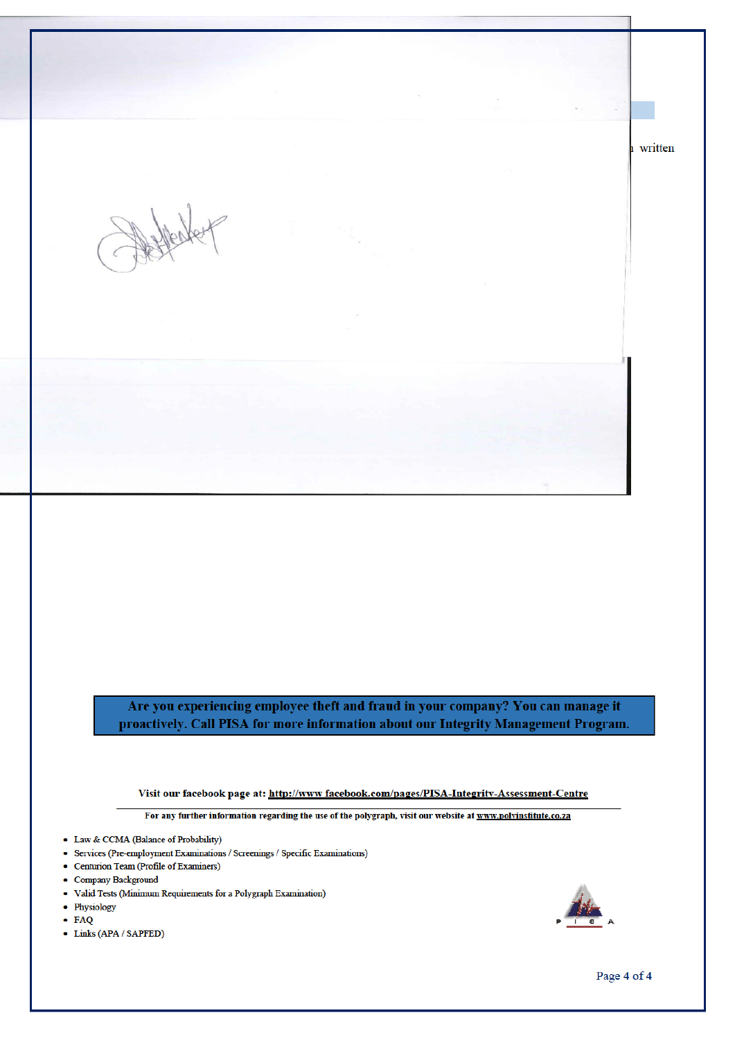written

**Are you experiencing employee theft and fraud in your company? You can manage it proactively. Call PISA for more information about our Integrity Management Program.**

**Visit our facebook page at: http://www.facebook.com/pages/PISA-Integrity-Assessment-Centre**

**For any further information regarding the use of the polygraph, visit our website at www.polyinstitute.co.za**

- Law & CCMA (Balance of Probability)
- Services (Pre-employment Examinations / Screenings / Specific Examinations)
- Centurion Team (Profile of Examiners)
- Company Background
- Valid Tests (Minimum Requirements for a Polygraph Examination)
- Physiology
- FAQ
- Links (APA / SAPFED)

PISA